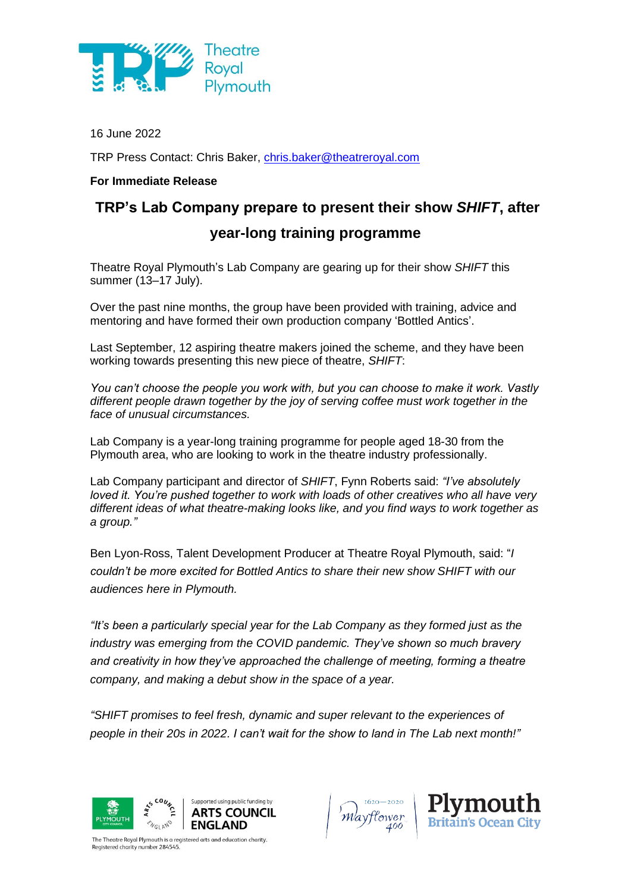16 June 2022

TRP Press Contact: Chris Baker, chris.baker@theatreroyal.com

**For Immediate Release**

# TRP's Lab Company prepare to present their show *SHIFT*, after year-long training programme

Theatre Royal Plymouth's Lab Company are gearing up for their show *SHIFT* this summer (13–17 July).

Over the past nine months, the group have been provided with training, advice and mentoring and have formed their own production company 'Bottled Antics'.

Last September, 12 aspiring theatre makers joined the scheme, and they have been working towards presenting this new piece of theatre, *SHIFT*:

*You can't choose the people you work with, but you can choose to make it work. Vastly different people drawn together by the joy of serving coffee must work together in the face of unusual circumstances.*

Lab Company is a year-long training programme for people aged 18-30 from the Plymouth area, who are looking to work in the theatre industry professionally.

Lab Company participant and director of *SHIFT*, Fynn Roberts said: *"I've absolutely loved it. You're pushed together to work with loads of other creatives who all have very different ideas of what theatre-making looks like, and you find ways to work together as a group."*

Ben Lyon-Ross, Talent Development Producer at Theatre Royal Plymouth, said: "*I couldn't be more excited for Bottled Antics to share their new show SHIFT with our audiences here in Plymouth.*

*"It's been a particularly special year for the Lab Company as they formed just as the industry was emerging from the COVID pandemic. They've shown so much bravery and creativity in how they've approached the challenge of meeting, forming a theatre company, and making a debut show in the space of a year.*

*"SHIFT promises to feel fresh, dynamic and super relevant to the experiences of people in their 20s in 2022. I can't wait for the show to land in The Lab next month!"*

Supported using public funding by ARTS COUNCIL ENGLAND

The Theatre Royal Plymouth is a registered arts and education charity. Registered charity number 284545.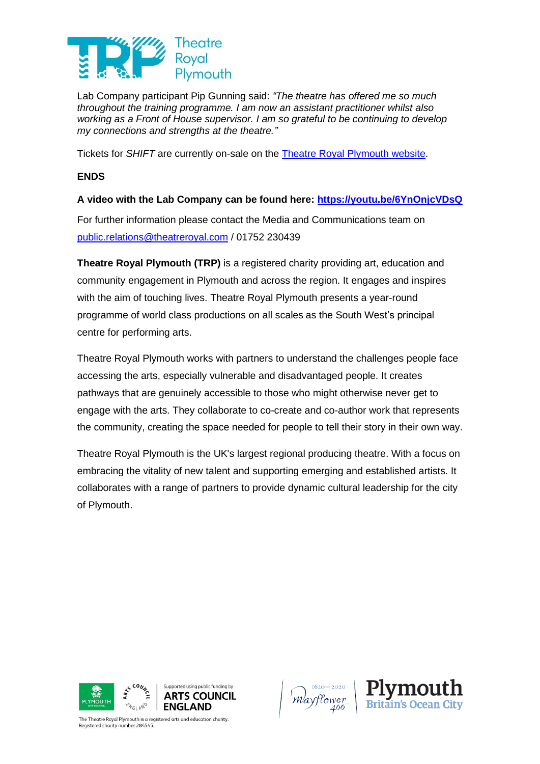Lab Company participant Pip Gunning said: *"The theatre has offered me so much throughout the training programme. I am now an assistant practitioner whilst also working as a Front of House supervisor. I am so grateful to be continuing to develop my connections and strengths at the theatre."*

Tickets for *SHIFT* are currently on-sale on the [Theatre Royal Plymouth website](Theatre Royal Plymouth website).

**ENDS**

**A video with the Lab Company can be found here: https://youtu.be/6YnOnjcVDsQ**

For further information please contact the Media and Communications team on public.relations@theatreroyal.com / 01752 230439

**Theatre Royal Plymouth (TRP)** is a registered charity providing art, education and community engagement in Plymouth and across the region. It engages and inspires with the aim of touching lives. Theatre Royal Plymouth presents a year-round programme of world class productions on all scales as the South West's principal centre for performing arts.

Theatre Royal Plymouth works with partners to understand the challenges people face accessing the arts, especially vulnerable and disadvantaged people. It creates pathways that are genuinely accessible to those who might otherwise never get to engage with the arts. They collaborate to co-create and co-author work that represents the community, creating the space needed for people to tell their story in their own way.

Theatre Royal Plymouth is the UK's largest regional producing theatre. With a focus on embracing the vitality of new talent and supporting emerging and established artists. It collaborates with a range of partners to provide dynamic cultural leadership for the city of Plymouth.

Supported using public funding by ARTS COUNCIL ENGLAND

The Theatre Royal Plymouth is a registered arts and education charity. Registered charity number 284545.